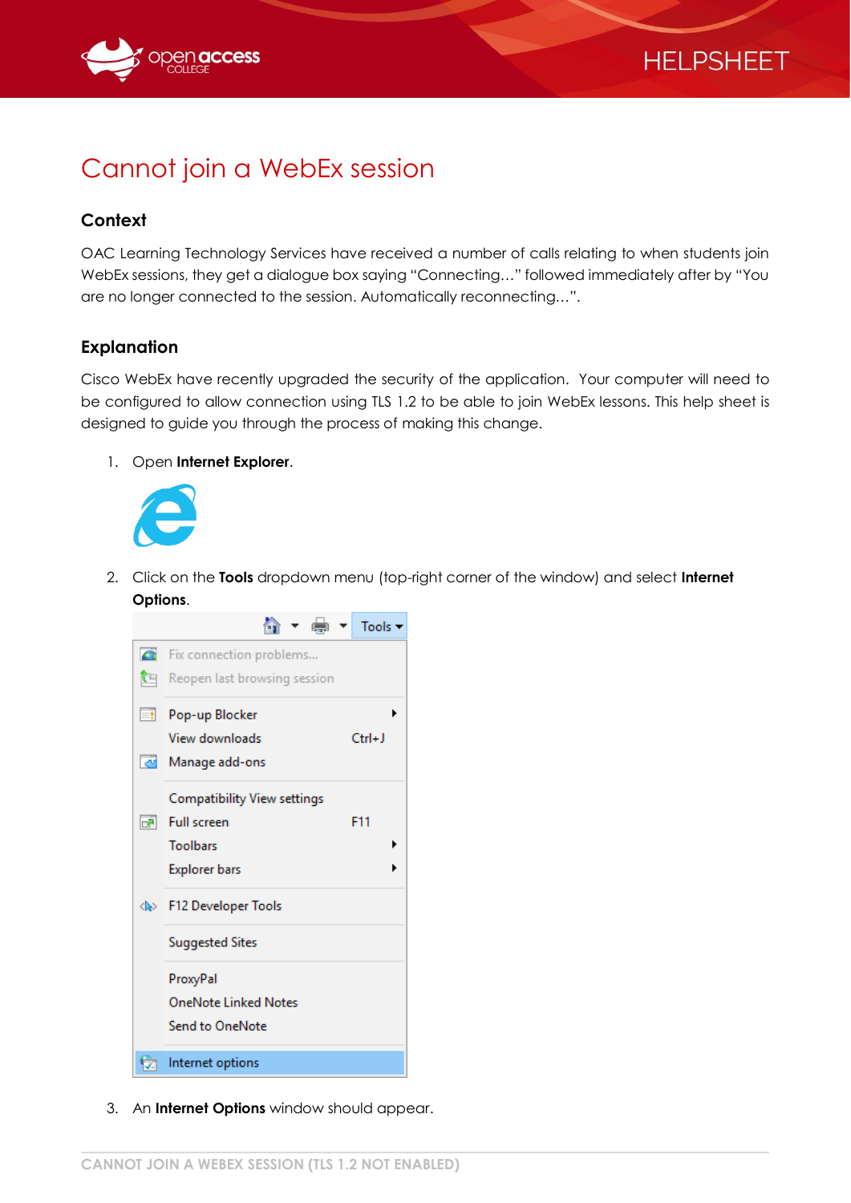# Cannot join a WebEx session

## Context

OAC Learning Technology Services have received a number of calls relating to when students join WebEx sessions, they get a dialogue box saying "Connecting…" followed immediately after by "You are no longer connected to the session. Automatically reconnecting…".

## Explanation

Cisco WebEx have recently upgraded the security of the application. Your computer will need to be configured to allow connection using TLS 1.2 to be able to join WebEx lessons. This help sheet is designed to guide you through the process of making this change.

1. Open **Internet Explorer**.

2. Click on the **Tools** dropdown menu (top-right corner of the window) and select **Internet Options**.

3. An **Internet Options** window should appear.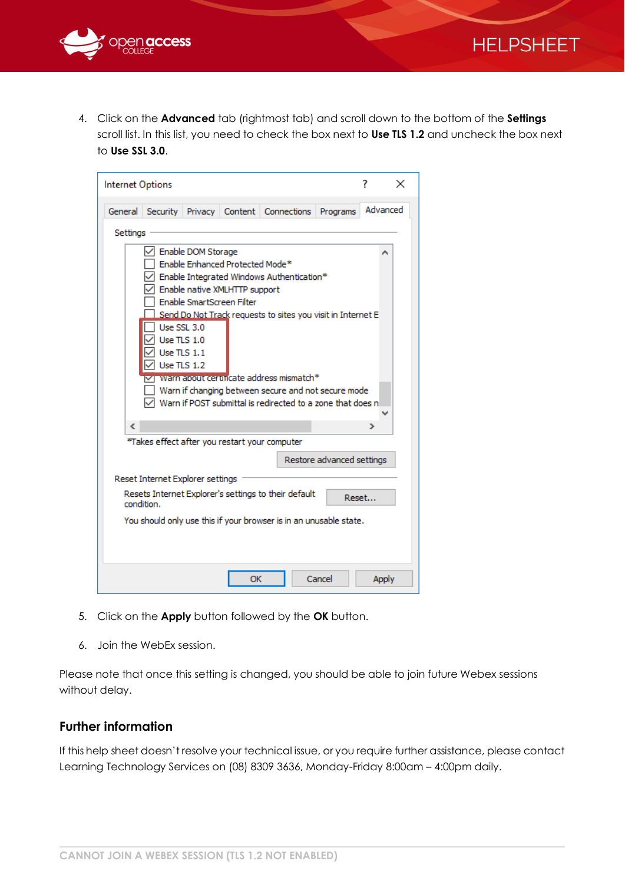4. Click on the **Advanced** tab (rightmost tab) and scroll down to the bottom of the **Settings** scroll list. In this list, you need to check the box next to **Use TLS 1.2** and uncheck the box next to **Use SSL 3.0**.

5. Click on the **Apply** button followed by the **OK** button.

6. Join the WebEx session.

Please note that once this setting is changed, you should be able to join future Webex sessions without delay.

## Further information

If this help sheet doesn't resolve your technical issue, or you require further assistance, please contact Learning Technology Services on (08) 8309 3636, Monday-Friday 8:00am – 4:00pm daily.